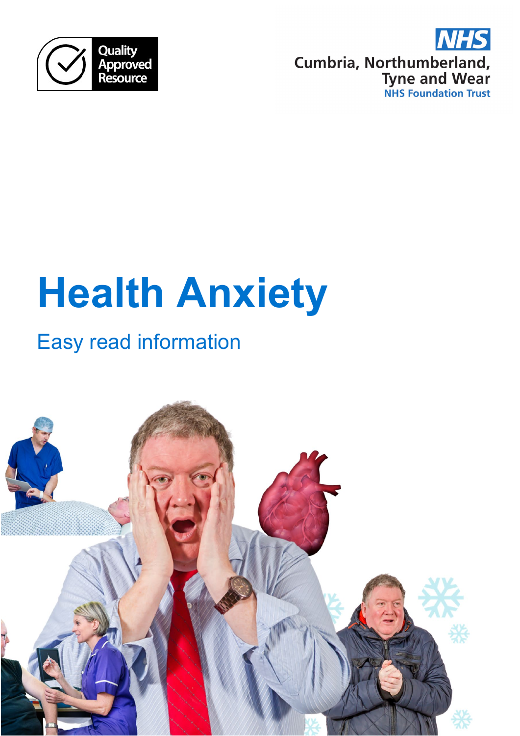Quality Approved Resource

NHS
Cumbria, Northumberland, Tyne and Wear
NHS Foundation Trust

# Health Anxiety

## Easy read information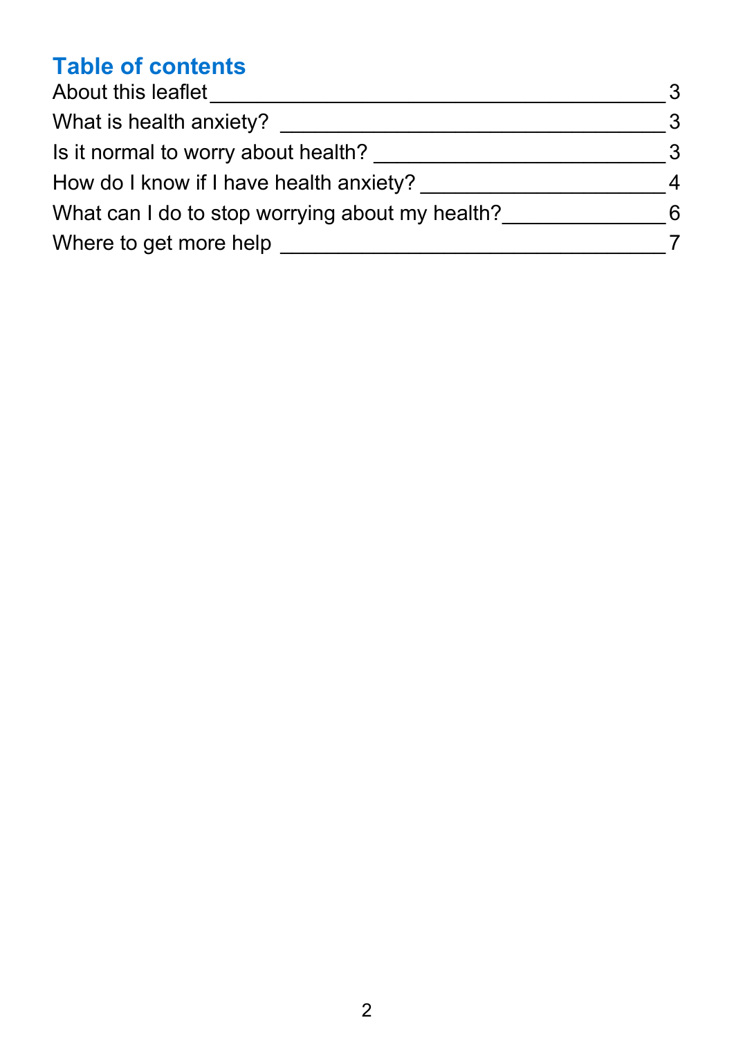## Table of contents

| Section | Page |
|---|---|
| About this leaflet | 3 |
| What is health anxiety? | 3 |
| Is it normal to worry about health? | 3 |
| How do I know if I have health anxiety? | 4 |
| What can I do to stop worrying about my health? | 6 |
| Where to get more help | 7 |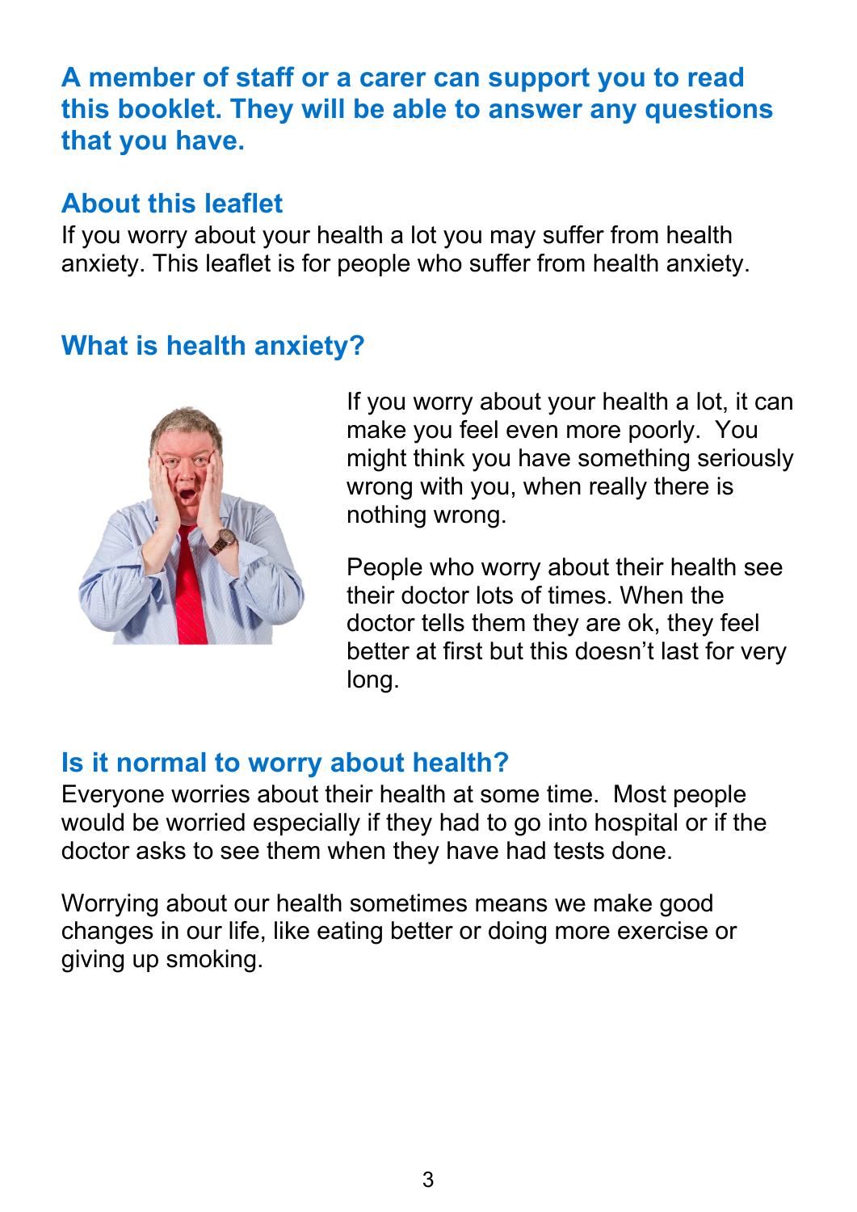**A member of staff or a carer can support you to read this booklet. They will be able to answer any questions that you have.**

## About this leaflet

If you worry about your health a lot you may suffer from health anxiety. This leaflet is for people who suffer from health anxiety.

## What is health anxiety?

If you worry about your health a lot, it can make you feel even more poorly. You might think you have something seriously wrong with you, when really there is nothing wrong.

People who worry about their health see their doctor lots of times. When the doctor tells them they are ok, they feel better at first but this doesn't last for very long.

## Is it normal to worry about health?

Everyone worries about their health at some time. Most people would be worried especially if they had to go into hospital or if the doctor asks to see them when they have had tests done.

Worrying about our health sometimes means we make good changes in our life, like eating better or doing more exercise or giving up smoking.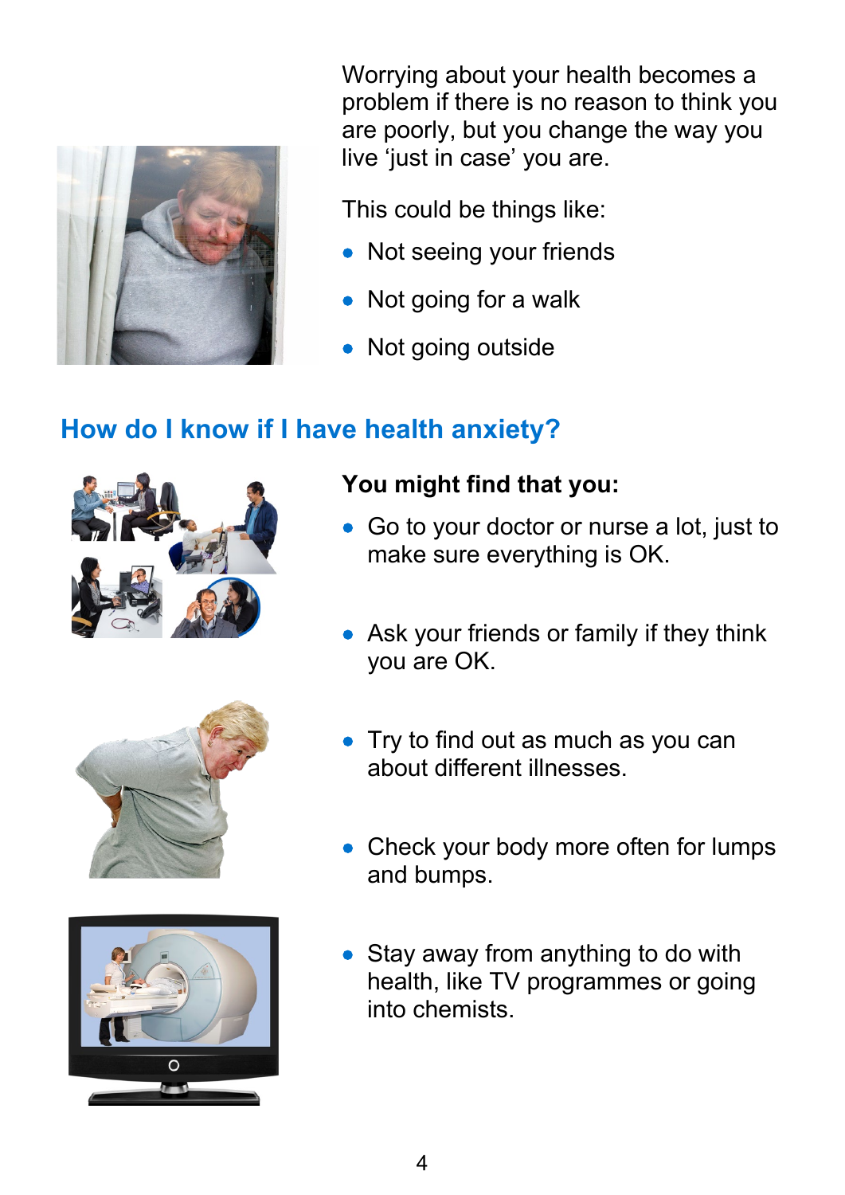Worrying about your health becomes a problem if there is no reason to think you are poorly, but you change the way you live ‘just in case’ you are.

This could be things like:

- Not seeing your friends
- Not going for a walk
- Not going outside

## How do I know if I have health anxiety?

**You might find that you:**

- Go to your doctor or nurse a lot, just to make sure everything is OK.
- Ask your friends or family if they think you are OK.
- Try to find out as much as you can about different illnesses.
- Check your body more often for lumps and bumps.
- Stay away from anything to do with health, like TV programmes or going into chemists.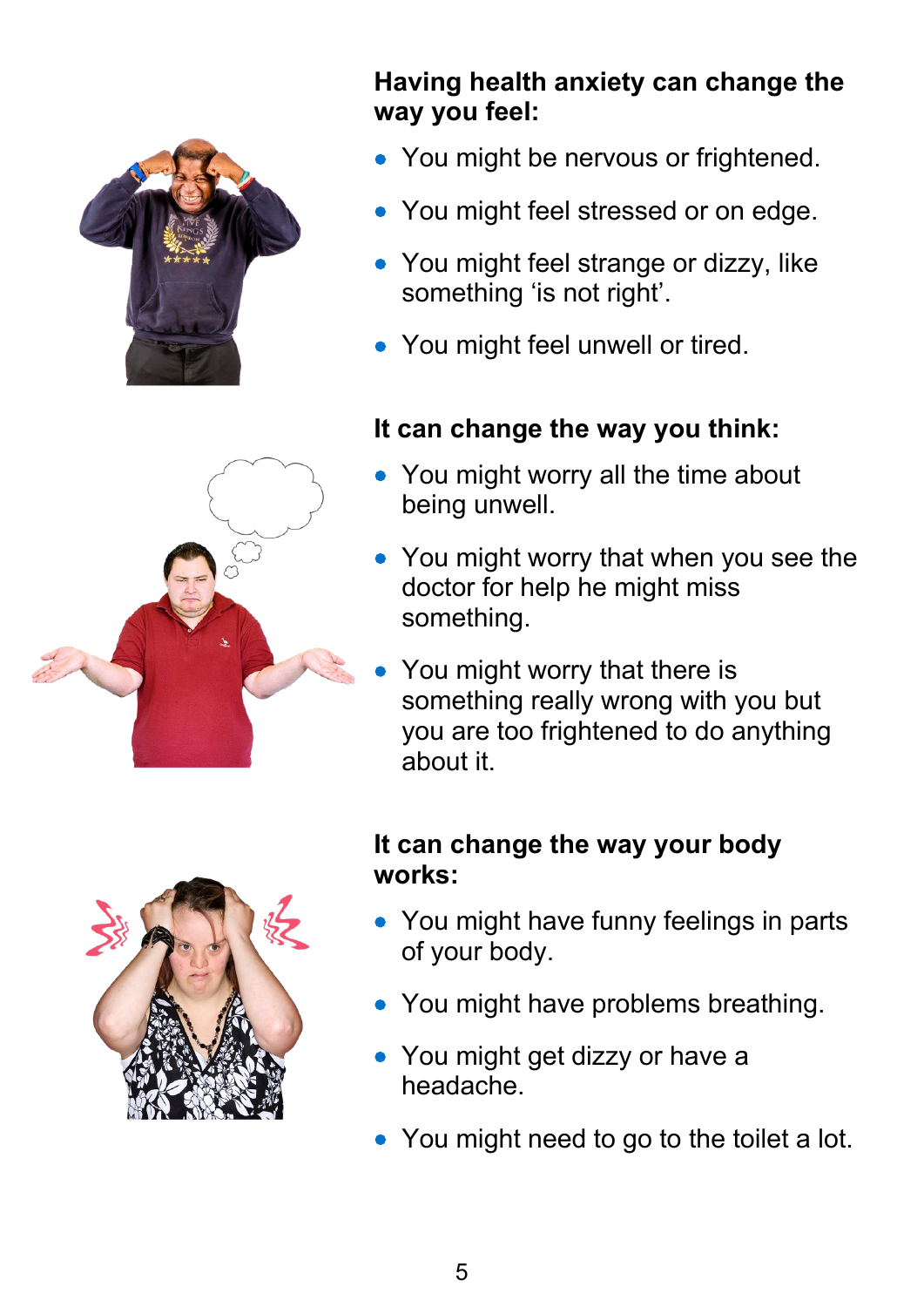**Having health anxiety can change the way you feel:**

- You might be nervous or frightened.
- You might feel stressed or on edge.
- You might feel strange or dizzy, like something 'is not right'.
- You might feel unwell or tired.

**It can change the way you think:**

- You might worry all the time about being unwell.
- You might worry that when you see the doctor for help he might miss something.
- You might worry that there is something really wrong with you but you are too frightened to do anything about it.

**It can change the way your body works:**

- You might have funny feelings in parts of your body.
- You might have problems breathing.
- You might get dizzy or have a headache.
- You might need to go to the toilet a lot.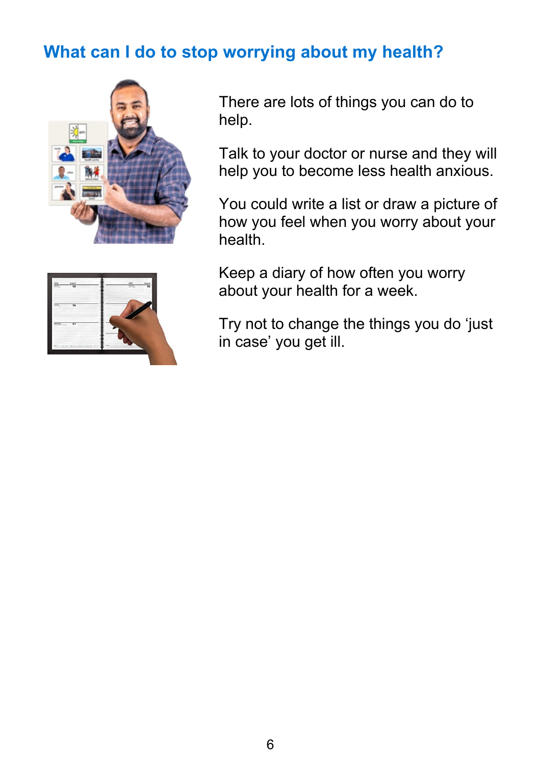## What can I do to stop worrying about my health?

There are lots of things you can do to help.

Talk to your doctor or nurse and they will help you to become less health anxious.

You could write a list or draw a picture of how you feel when you worry about your health.

Keep a diary of how often you worry about your health for a week.

Try not to change the things you do 'just in case' you get ill.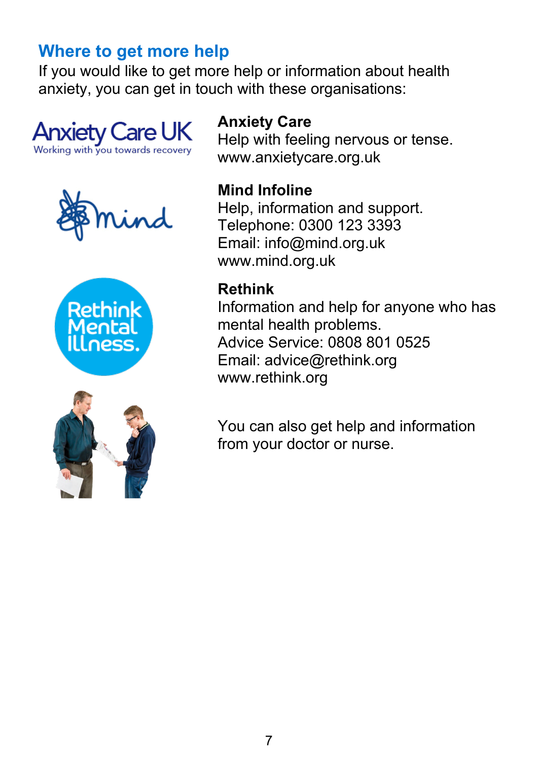## Where to get more help

If you would like to get more help or information about health anxiety, you can get in touch with these organisations:

**Anxiety Care**
Help with feeling nervous or tense.
www.anxietycare.org.uk

**Mind Infoline**
Help, information and support.
Telephone: 0300 123 3393
Email: info@mind.org.uk
www.mind.org.uk

**Rethink**
Information and help for anyone who has mental health problems.
Advice Service: 0808 801 0525
Email: advice@rethink.org
www.rethink.org

You can also get help and information from your doctor or nurse.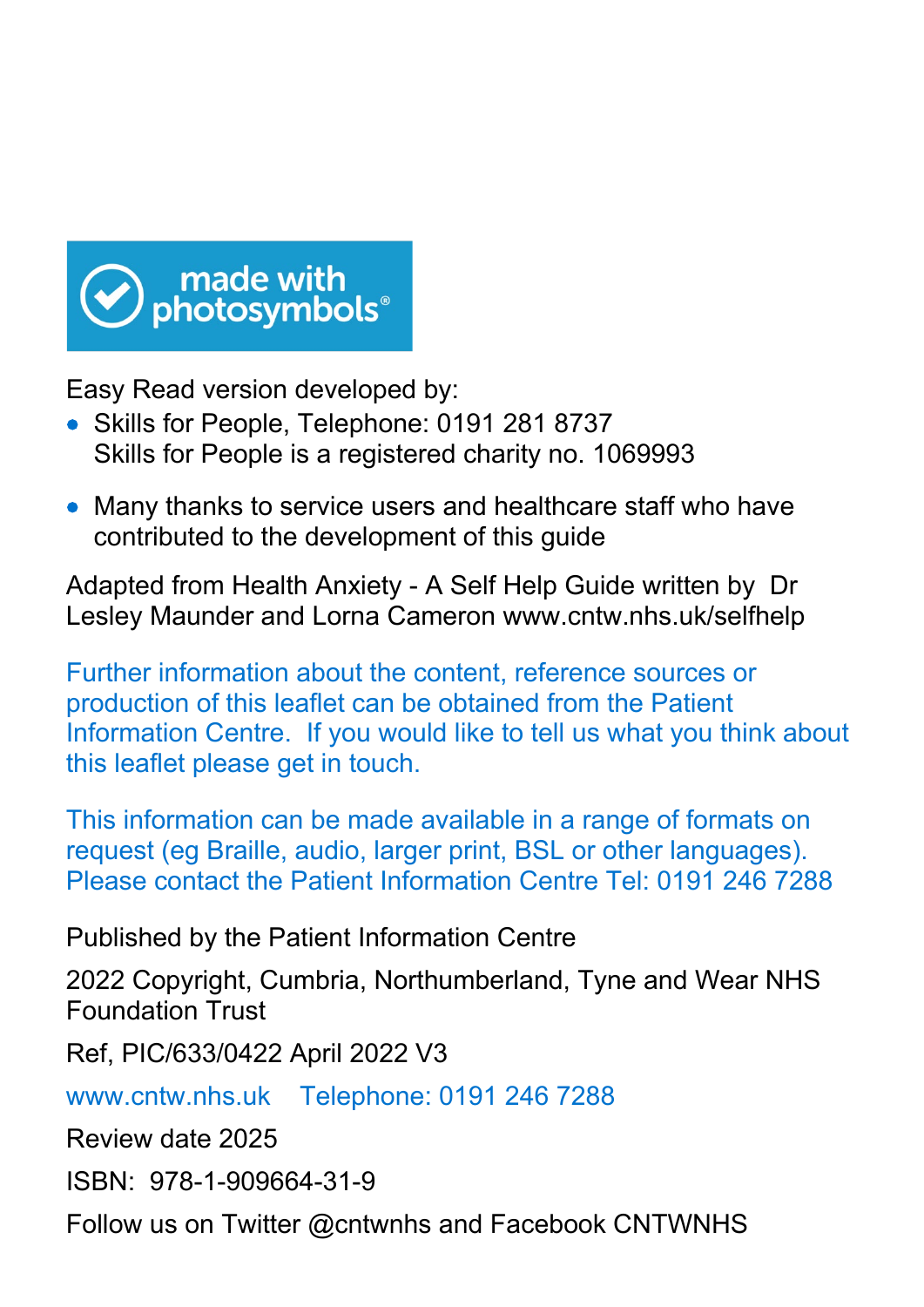made with photosymbols®

Easy Read version developed by:

- Skills for People, Telephone: 0191 281 8737
  Skills for People is a registered charity no. 1069993
- Many thanks to service users and healthcare staff who have contributed to the development of this guide

Adapted from Health Anxiety - A Self Help Guide written by Dr Lesley Maunder and Lorna Cameron www.cntw.nhs.uk/selfhelp

Further information about the content, reference sources or production of this leaflet can be obtained from the Patient Information Centre. If you would like to tell us what you think about this leaflet please get in touch.

This information can be made available in a range of formats on request (eg Braille, audio, larger print, BSL or other languages). Please contact the Patient Information Centre Tel: 0191 246 7288

Published by the Patient Information Centre

2022 Copyright, Cumbria, Northumberland, Tyne and Wear NHS Foundation Trust

Ref, PIC/633/0422 April 2022 V3

www.cntw.nhs.uk Telephone: 0191 246 7288

Review date 2025

ISBN: 978-1-909664-31-9

Follow us on Twitter @cntwnhs and Facebook CNTWNHS